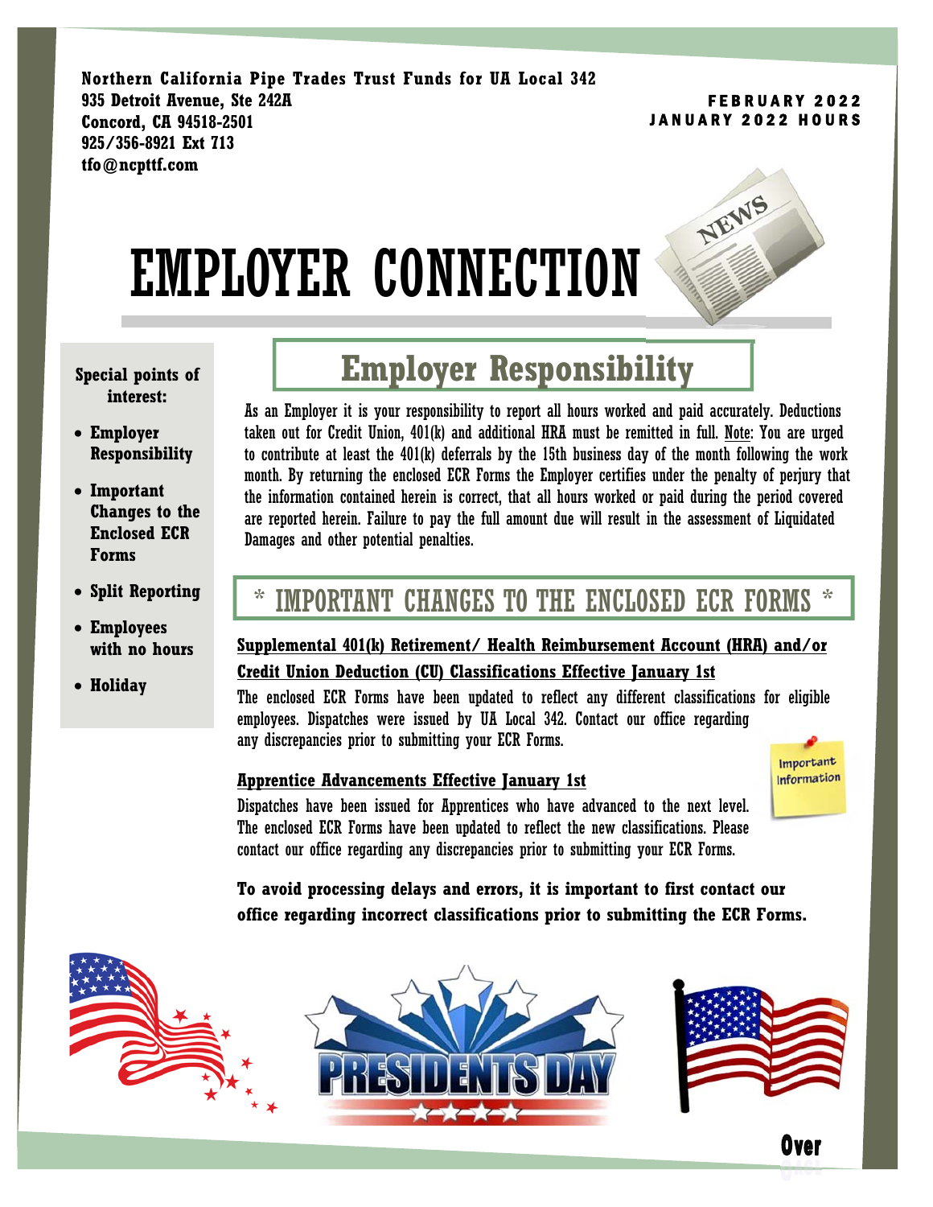**Northern California Pipe Trades Trust Funds for UA Local 342**
**935 Detroit Avenue, Ste 242A**
**Concord, CA 94518-2501**
**925/356-8921 Ext 713**
**tfo@ncpttf.com**

**FEBRUARY 2022**
**JANUARY 2022 HOURS**

# EMPLOYER CONNECTION

**Special points of interest:**

- **Employer Responsibility**
- **Important Changes to the Enclosed ECR Forms**
- **Split Reporting**
- **Employees with no hours**
- **Holiday**

## Employer Responsibility

As an Employer it is your responsibility to report all hours worked and paid accurately. Deductions taken out for Credit Union, 401(k) and additional HRA must be remitted in full. Note: You are urged to contribute at least the 401(k) deferrals by the 15th business day of the month following the work month. By returning the enclosed ECR Forms the Employer certifies under the penalty of perjury that the information contained herein is correct, that all hours worked or paid during the period covered are reported herein. Failure to pay the full amount due will result in the assessment of Liquidated Damages and other potential penalties.

## * IMPORTANT CHANGES TO THE ENCLOSED ECR FORMS *

**Supplemental 401(k) Retirement/ Health Reimbursement Account (HRA) and/or Credit Union Deduction (CU) Classifications Effective January 1st**

The enclosed ECR Forms have been updated to reflect any different classifications for eligible employees. Dispatches were issued by UA Local 342. Contact our office regarding any discrepancies prior to submitting your ECR Forms.

**Apprentice Advancements Effective January 1st**

Dispatches have been issued for Apprentices who have advanced to the next level. The enclosed ECR Forms have been updated to reflect the new classifications. Please contact our office regarding any discrepancies prior to submitting your ECR Forms.

**To avoid processing delays and errors, it is important to first contact our office regarding incorrect classifications prior to submitting the ECR Forms.**

**Over**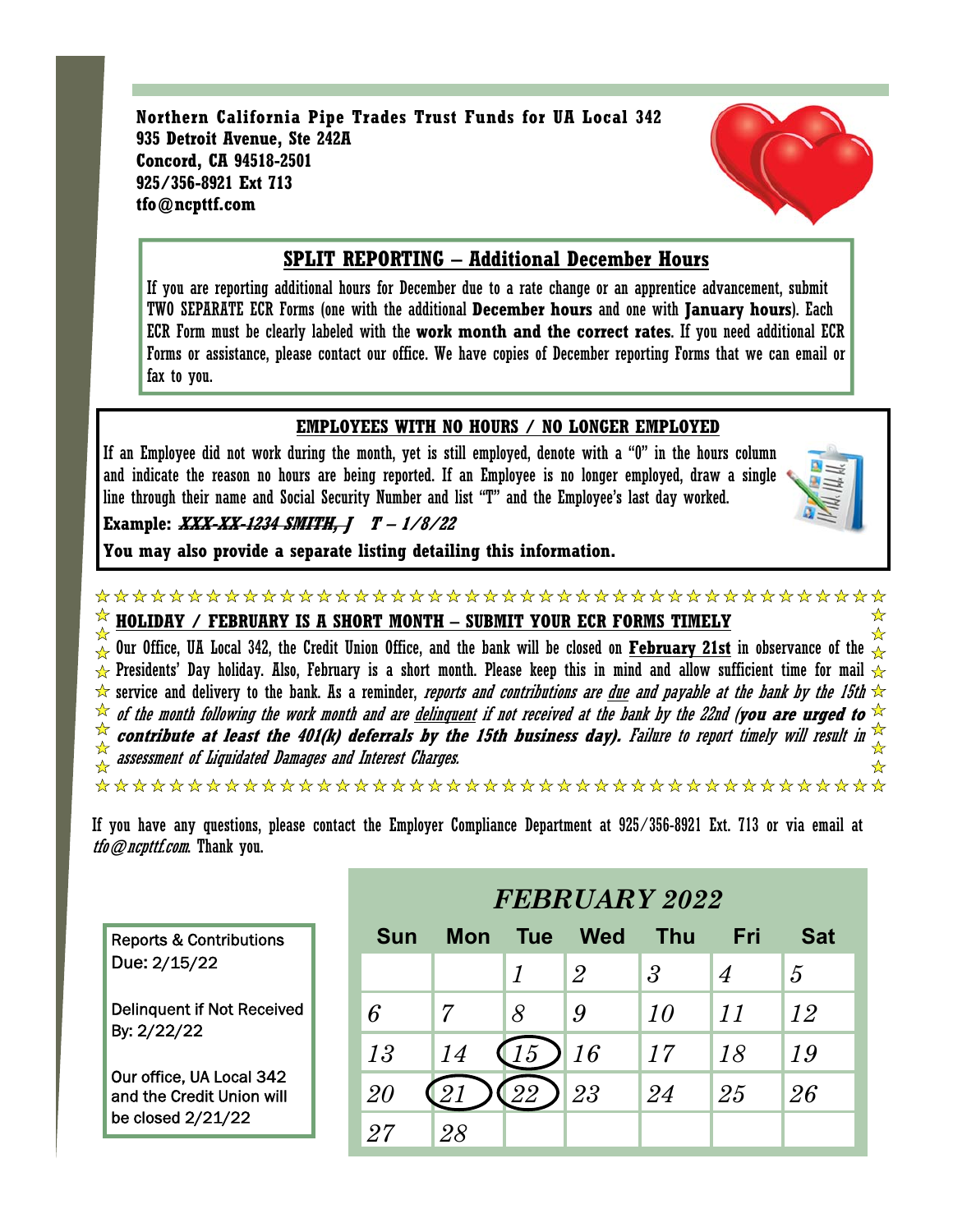**Northern California Pipe Trades Trust Funds for UA Local 342**
**935 Detroit Avenue, Ste 242A**
**Concord, CA 94518-2501**
**925/356-8921 Ext 713**
**tfo@ncpttf.com**

## SPLIT REPORTING – Additional December Hours

If you are reporting additional hours for December due to a rate change or an apprentice advancement, submit TWO SEPARATE ECR Forms (one with the additional **December hours** and one with **January hours**). Each ECR Form must be clearly labeled with the **work month and the correct rates**. If you need additional ECR Forms or assistance, please contact our office. We have copies of December reporting Forms that we can email or fax to you.

## EMPLOYEES WITH NO HOURS / NO LONGER EMPLOYED

If an Employee did not work during the month, yet is still employed, denote with a "0" in the hours column and indicate the reason no hours are being reported. If an Employee is no longer employed, draw a single line through their name and Social Security Number and list "T" and the Employee's last day worked.

**Example:** ***~~XXX-XX-1234 SMITH, J~~ T – 1/8/22***

**You may also provide a separate listing detailing this information.**

## HOLIDAY / FEBRUARY IS A SHORT MONTH – SUBMIT YOUR ECR FORMS TIMELY

Our Office, UA Local 342, the Credit Union Office, and the bank will be closed on **February 21st** in observance of the Presidents' Day holiday. Also, February is a short month. Please keep this in mind and allow sufficient time for mail service and delivery to the bank. As a reminder, *reports and contributions are due and payable at the bank by the 15th of the month following the work month and are delinquent if not received at the bank by the 22nd* ***(you are urged to contribute at least the 401(k) deferrals by the 15th business day).*** *Failure to report timely will result in assessment of Liquidated Damages and Interest Charges.*

If you have any questions, please contact the Employer Compliance Department at 925/356-8921 Ext. 713 or via email at *tfo@ncpttf.com*. Thank you.

Reports & Contributions Due: 2/15/22

Delinquent if Not Received By: 2/22/22

Our office, UA Local 342 and the Credit Union will be closed 2/21/22

### FEBRUARY 2022

| Sun | Mon | Tue | Wed | Thu | Fri | Sat |
|---|---|---|---|---|---|---|
| | | 1 | 2 | 3 | 4 | 5 |
| 6 | 7 | 8 | 9 | 10 | 11 | 12 |
| 13 | 14 | (15) | 16 | 17 | 18 | 19 |
| 20 | (21) | (22) | 23 | 24 | 25 | 26 |
| 27 | 28 | | | | | |